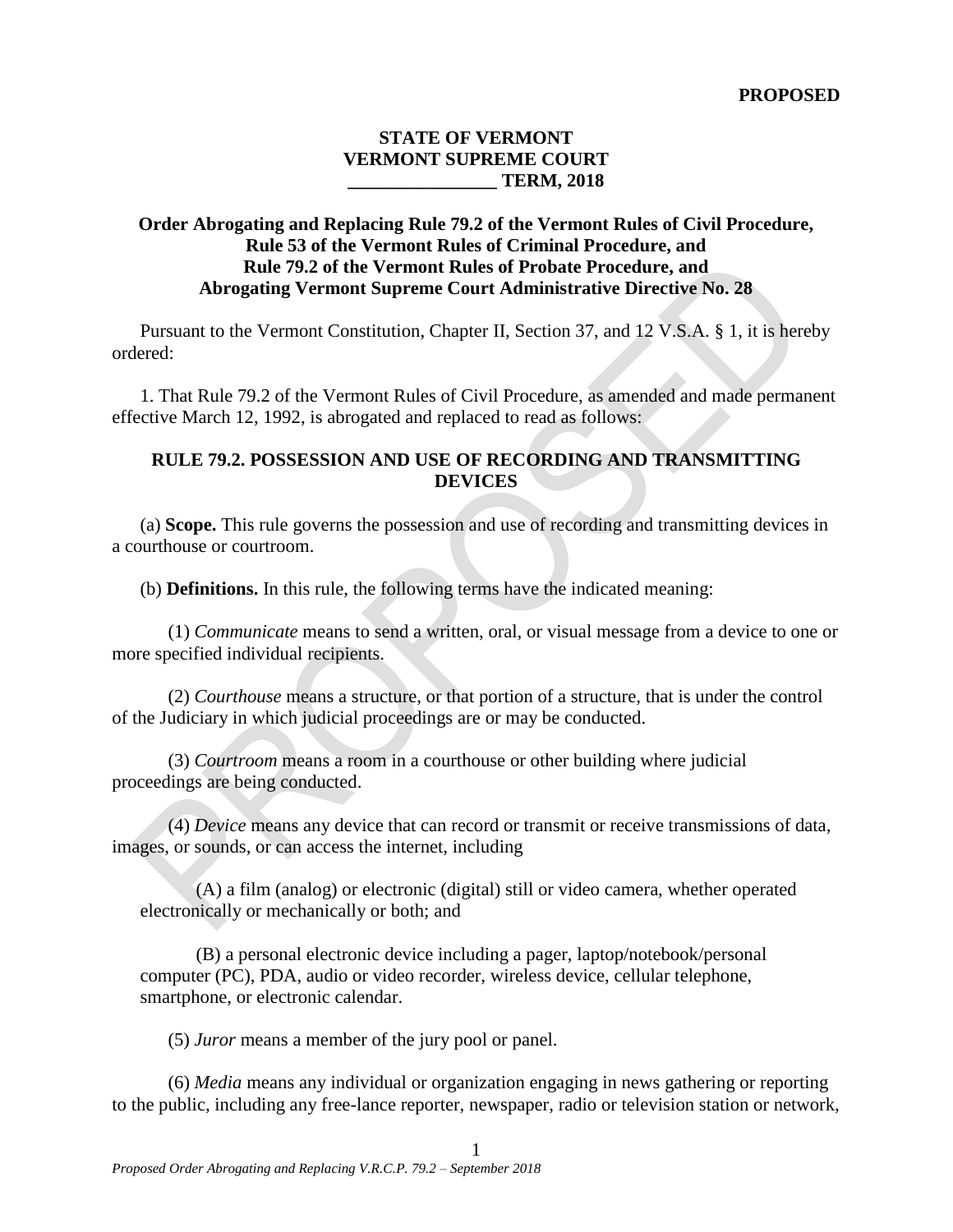**PROPOSED**

**STATE OF VERMONT**
**VERMONT SUPREME COURT**
**________________ TERM, 2018**

**Order Abrogating and Replacing Rule 79.2 of the Vermont Rules of Civil Procedure, Rule 53 of the Vermont Rules of Criminal Procedure, and Rule 79.2 of the Vermont Rules of Probate Procedure, and Abrogating Vermont Supreme Court Administrative Directive No. 28**

Pursuant to the Vermont Constitution, Chapter II, Section 37, and 12 V.S.A. § 1, it is hereby ordered:

1. That Rule 79.2 of the Vermont Rules of Civil Procedure, as amended and made permanent effective March 12, 1992, is abrogated and replaced to read as follows:

## RULE 79.2. POSSESSION AND USE OF RECORDING AND TRANSMITTING DEVICES

(a) **Scope.** This rule governs the possession and use of recording and transmitting devices in a courthouse or courtroom.

(b) **Definitions.** In this rule, the following terms have the indicated meaning:

(1) *Communicate* means to send a written, oral, or visual message from a device to one or more specified individual recipients.

(2) *Courthouse* means a structure, or that portion of a structure, that is under the control of the Judiciary in which judicial proceedings are or may be conducted.

(3) *Courtroom* means a room in a courthouse or other building where judicial proceedings are being conducted.

(4) *Device* means any device that can record or transmit or receive transmissions of data, images, or sounds, or can access the internet, including

(A) a film (analog) or electronic (digital) still or video camera, whether operated electronically or mechanically or both; and

(B) a personal electronic device including a pager, laptop/notebook/personal computer (PC), PDA, audio or video recorder, wireless device, cellular telephone, smartphone, or electronic calendar.

(5) *Juror* means a member of the jury pool or panel.

(6) *Media* means any individual or organization engaging in news gathering or reporting to the public, including any free-lance reporter, newspaper, radio or television station or network,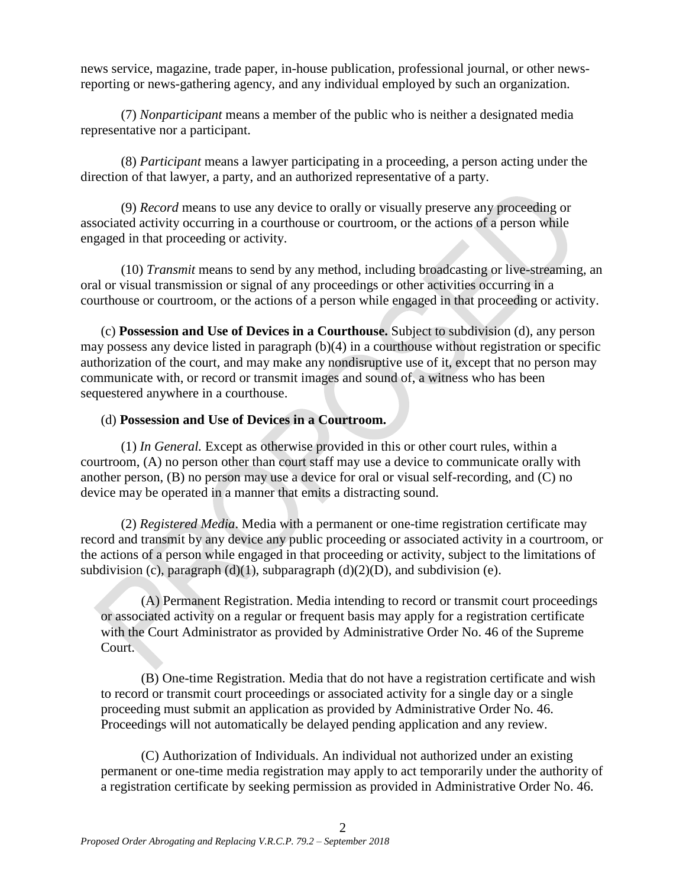news service, magazine, trade paper, in-house publication, professional journal, or other news-reporting or news-gathering agency, and any individual employed by such an organization.

(7) *Nonparticipant* means a member of the public who is neither a designated media representative nor a participant.

(8) *Participant* means a lawyer participating in a proceeding, a person acting under the direction of that lawyer, a party, and an authorized representative of a party.

(9) *Record* means to use any device to orally or visually preserve any proceeding or associated activity occurring in a courthouse or courtroom, or the actions of a person while engaged in that proceeding or activity.

(10) *Transmit* means to send by any method, including broadcasting or live-streaming, an oral or visual transmission or signal of any proceedings or other activities occurring in a courthouse or courtroom, or the actions of a person while engaged in that proceeding or activity.

(c) **Possession and Use of Devices in a Courthouse.** Subject to subdivision (d), any person may possess any device listed in paragraph (b)(4) in a courthouse without registration or specific authorization of the court, and may make any nondisruptive use of it, except that no person may communicate with, or record or transmit images and sound of, a witness who has been sequestered anywhere in a courthouse.

(d) **Possession and Use of Devices in a Courtroom.**

(1) *In General.* Except as otherwise provided in this or other court rules, within a courtroom, (A) no person other than court staff may use a device to communicate orally with another person, (B) no person may use a device for oral or visual self-recording, and (C) no device may be operated in a manner that emits a distracting sound.

(2) *Registered Media*. Media with a permanent or one-time registration certificate may record and transmit by any device any public proceeding or associated activity in a courtroom, or the actions of a person while engaged in that proceeding or activity, subject to the limitations of subdivision (c), paragraph (d)(1), subparagraph (d)(2)(D), and subdivision (e).

(A) Permanent Registration. Media intending to record or transmit court proceedings or associated activity on a regular or frequent basis may apply for a registration certificate with the Court Administrator as provided by Administrative Order No. 46 of the Supreme Court.

(B) One-time Registration. Media that do not have a registration certificate and wish to record or transmit court proceedings or associated activity for a single day or a single proceeding must submit an application as provided by Administrative Order No. 46. Proceedings will not automatically be delayed pending application and any review.

(C) Authorization of Individuals. An individual not authorized under an existing permanent or one-time media registration may apply to act temporarily under the authority of a registration certificate by seeking permission as provided in Administrative Order No. 46.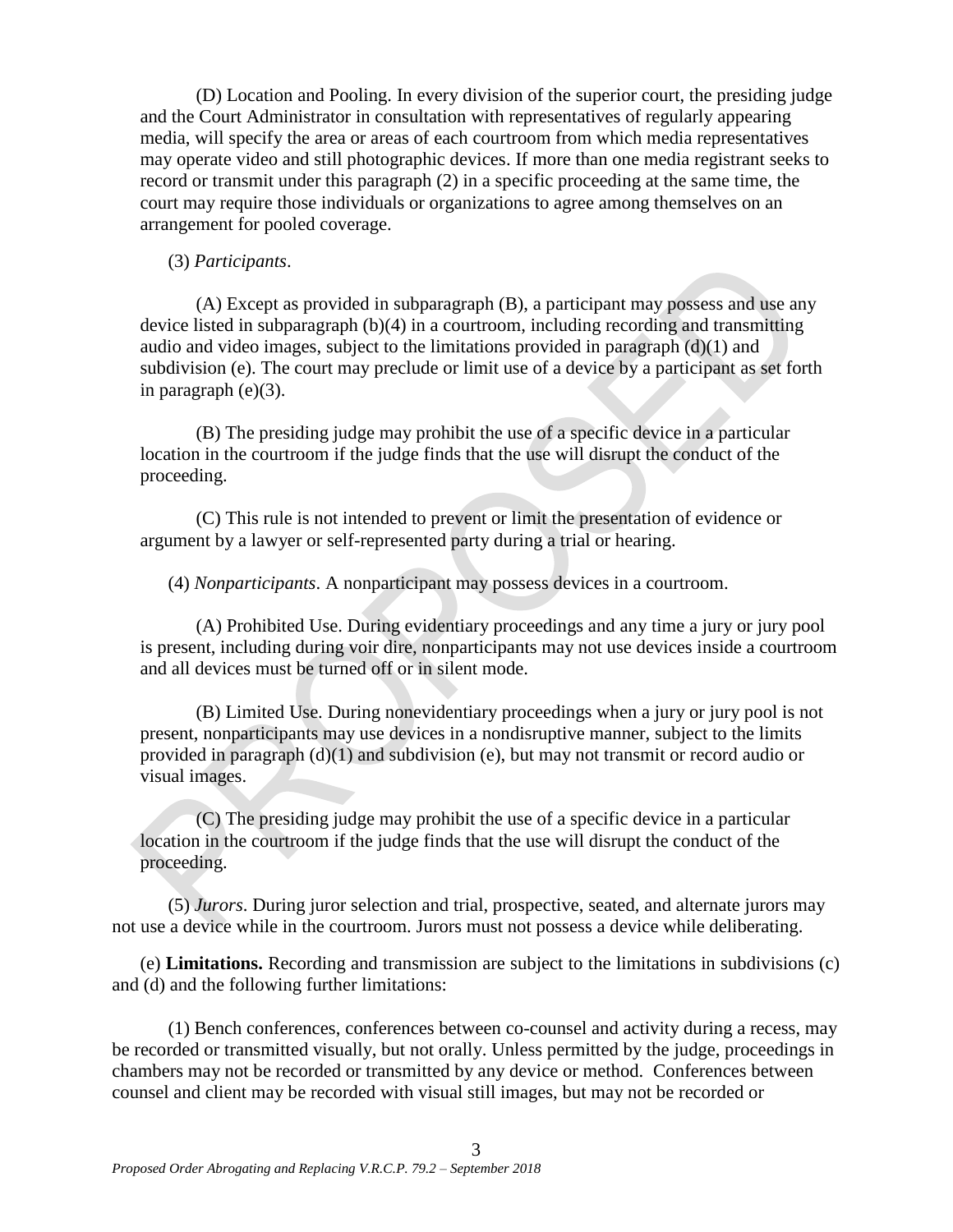(D) Location and Pooling. In every division of the superior court, the presiding judge and the Court Administrator in consultation with representatives of regularly appearing media, will specify the area or areas of each courtroom from which media representatives may operate video and still photographic devices. If more than one media registrant seeks to record or transmit under this paragraph (2) in a specific proceeding at the same time, the court may require those individuals or organizations to agree among themselves on an arrangement for pooled coverage.

(3) *Participants*.

(A) Except as provided in subparagraph (B), a participant may possess and use any device listed in subparagraph (b)(4) in a courtroom, including recording and transmitting audio and video images, subject to the limitations provided in paragraph (d)(1) and subdivision (e). The court may preclude or limit use of a device by a participant as set forth in paragraph (e)(3).

(B) The presiding judge may prohibit the use of a specific device in a particular location in the courtroom if the judge finds that the use will disrupt the conduct of the proceeding.

(C) This rule is not intended to prevent or limit the presentation of evidence or argument by a lawyer or self-represented party during a trial or hearing.

(4) *Nonparticipants*. A nonparticipant may possess devices in a courtroom.

(A) Prohibited Use. During evidentiary proceedings and any time a jury or jury pool is present, including during voir dire, nonparticipants may not use devices inside a courtroom and all devices must be turned off or in silent mode.

(B) Limited Use. During nonevidentiary proceedings when a jury or jury pool is not present, nonparticipants may use devices in a nondisruptive manner, subject to the limits provided in paragraph (d)(1) and subdivision (e), but may not transmit or record audio or visual images.

(C) The presiding judge may prohibit the use of a specific device in a particular location in the courtroom if the judge finds that the use will disrupt the conduct of the proceeding.

(5) *Jurors*. During juror selection and trial, prospective, seated, and alternate jurors may not use a device while in the courtroom. Jurors must not possess a device while deliberating.

(e) **Limitations.** Recording and transmission are subject to the limitations in subdivisions (c) and (d) and the following further limitations:

(1) Bench conferences, conferences between co-counsel and activity during a recess, may be recorded or transmitted visually, but not orally. Unless permitted by the judge, proceedings in chambers may not be recorded or transmitted by any device or method. Conferences between counsel and client may be recorded with visual still images, but may not be recorded or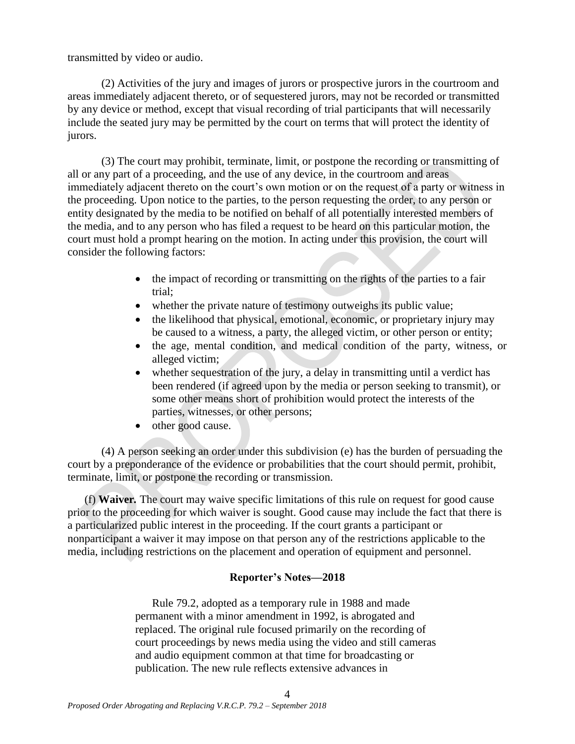transmitted by video or audio.

(2) Activities of the jury and images of jurors or prospective jurors in the courtroom and areas immediately adjacent thereto, or of sequestered jurors, may not be recorded or transmitted by any device or method, except that visual recording of trial participants that will necessarily include the seated jury may be permitted by the court on terms that will protect the identity of jurors.

(3) The court may prohibit, terminate, limit, or postpone the recording or transmitting of all or any part of a proceeding, and the use of any device, in the courtroom and areas immediately adjacent thereto on the court's own motion or on the request of a party or witness in the proceeding. Upon notice to the parties, to the person requesting the order, to any person or entity designated by the media to be notified on behalf of all potentially interested members of the media, and to any person who has filed a request to be heard on this particular motion, the court must hold a prompt hearing on the motion. In acting under this provision, the court will consider the following factors:

- the impact of recording or transmitting on the rights of the parties to a fair trial;
- whether the private nature of testimony outweighs its public value;
- the likelihood that physical, emotional, economic, or proprietary injury may be caused to a witness, a party, the alleged victim, or other person or entity;
- the age, mental condition, and medical condition of the party, witness, or alleged victim;
- whether sequestration of the jury, a delay in transmitting until a verdict has been rendered (if agreed upon by the media or person seeking to transmit), or some other means short of prohibition would protect the interests of the parties, witnesses, or other persons;
- other good cause.

(4) A person seeking an order under this subdivision (e) has the burden of persuading the court by a preponderance of the evidence or probabilities that the court should permit, prohibit, terminate, limit, or postpone the recording or transmission.

(f) **Waiver.** The court may waive specific limitations of this rule on request for good cause prior to the proceeding for which waiver is sought. Good cause may include the fact that there is a particularized public interest in the proceeding. If the court grants a participant or nonparticipant a waiver it may impose on that person any of the restrictions applicable to the media, including restrictions on the placement and operation of equipment and personnel.

### Reporter's Notes—2018

Rule 79.2, adopted as a temporary rule in 1988 and made permanent with a minor amendment in 1992, is abrogated and replaced. The original rule focused primarily on the recording of court proceedings by news media using the video and still cameras and audio equipment common at that time for broadcasting or publication. The new rule reflects extensive advances in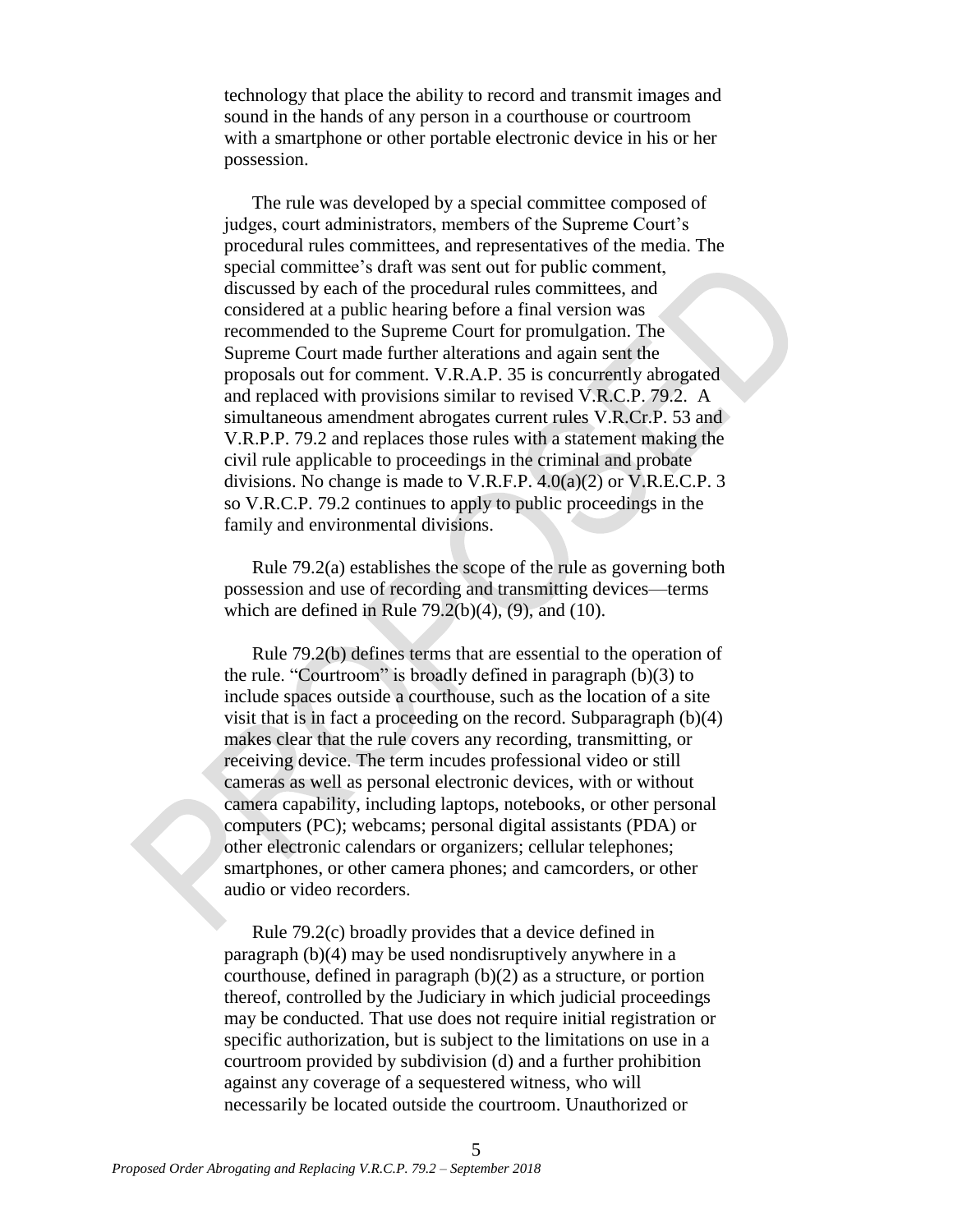technology that place the ability to record and transmit images and sound in the hands of any person in a courthouse or courtroom with a smartphone or other portable electronic device in his or her possession.

The rule was developed by a special committee composed of judges, court administrators, members of the Supreme Court's procedural rules committees, and representatives of the media. The special committee's draft was sent out for public comment, discussed by each of the procedural rules committees, and considered at a public hearing before a final version was recommended to the Supreme Court for promulgation. The Supreme Court made further alterations and again sent the proposals out for comment. V.R.A.P. 35 is concurrently abrogated and replaced with provisions similar to revised V.R.C.P. 79.2. A simultaneous amendment abrogates current rules V.R.Cr.P. 53 and V.R.P.P. 79.2 and replaces those rules with a statement making the civil rule applicable to proceedings in the criminal and probate divisions. No change is made to V.R.F.P. 4.0(a)(2) or V.R.E.C.P. 3 so V.R.C.P. 79.2 continues to apply to public proceedings in the family and environmental divisions.

Rule 79.2(a) establishes the scope of the rule as governing both possession and use of recording and transmitting devices—terms which are defined in Rule 79.2(b)(4), (9), and (10).

Rule 79.2(b) defines terms that are essential to the operation of the rule. "Courtroom" is broadly defined in paragraph (b)(3) to include spaces outside a courthouse, such as the location of a site visit that is in fact a proceeding on the record. Subparagraph (b)(4) makes clear that the rule covers any recording, transmitting, or receiving device. The term incudes professional video or still cameras as well as personal electronic devices, with or without camera capability, including laptops, notebooks, or other personal computers (PC); webcams; personal digital assistants (PDA) or other electronic calendars or organizers; cellular telephones; smartphones, or other camera phones; and camcorders, or other audio or video recorders.

Rule 79.2(c) broadly provides that a device defined in paragraph (b)(4) may be used nondisruptively anywhere in a courthouse, defined in paragraph (b)(2) as a structure, or portion thereof, controlled by the Judiciary in which judicial proceedings may be conducted. That use does not require initial registration or specific authorization, but is subject to the limitations on use in a courtroom provided by subdivision (d) and a further prohibition against any coverage of a sequestered witness, who will necessarily be located outside the courtroom. Unauthorized or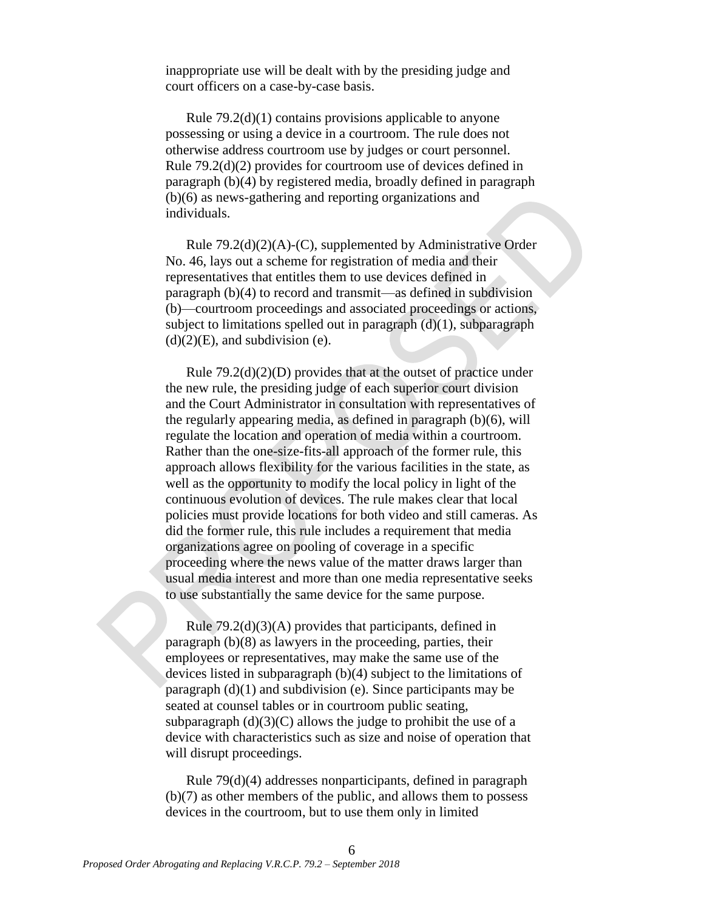inappropriate use will be dealt with by the presiding judge and court officers on a case-by-case basis.

Rule 79.2(d)(1) contains provisions applicable to anyone possessing or using a device in a courtroom. The rule does not otherwise address courtroom use by judges or court personnel. Rule 79.2(d)(2) provides for courtroom use of devices defined in paragraph (b)(4) by registered media, broadly defined in paragraph (b)(6) as news-gathering and reporting organizations and individuals.

Rule 79.2(d)(2)(A)-(C), supplemented by Administrative Order No. 46, lays out a scheme for registration of media and their representatives that entitles them to use devices defined in paragraph (b)(4) to record and transmit—as defined in subdivision (b)—courtroom proceedings and associated proceedings or actions, subject to limitations spelled out in paragraph (d)(1), subparagraph (d)(2)(E), and subdivision (e).

Rule 79.2(d)(2)(D) provides that at the outset of practice under the new rule, the presiding judge of each superior court division and the Court Administrator in consultation with representatives of the regularly appearing media, as defined in paragraph (b)(6), will regulate the location and operation of media within a courtroom. Rather than the one-size-fits-all approach of the former rule, this approach allows flexibility for the various facilities in the state, as well as the opportunity to modify the local policy in light of the continuous evolution of devices. The rule makes clear that local policies must provide locations for both video and still cameras. As did the former rule, this rule includes a requirement that media organizations agree on pooling of coverage in a specific proceeding where the news value of the matter draws larger than usual media interest and more than one media representative seeks to use substantially the same device for the same purpose.

Rule 79.2(d)(3)(A) provides that participants, defined in paragraph (b)(8) as lawyers in the proceeding, parties, their employees or representatives, may make the same use of the devices listed in subparagraph (b)(4) subject to the limitations of paragraph (d)(1) and subdivision (e). Since participants may be seated at counsel tables or in courtroom public seating, subparagraph (d)(3)(C) allows the judge to prohibit the use of a device with characteristics such as size and noise of operation that will disrupt proceedings.

Rule 79(d)(4) addresses nonparticipants, defined in paragraph (b)(7) as other members of the public, and allows them to possess devices in the courtroom, but to use them only in limited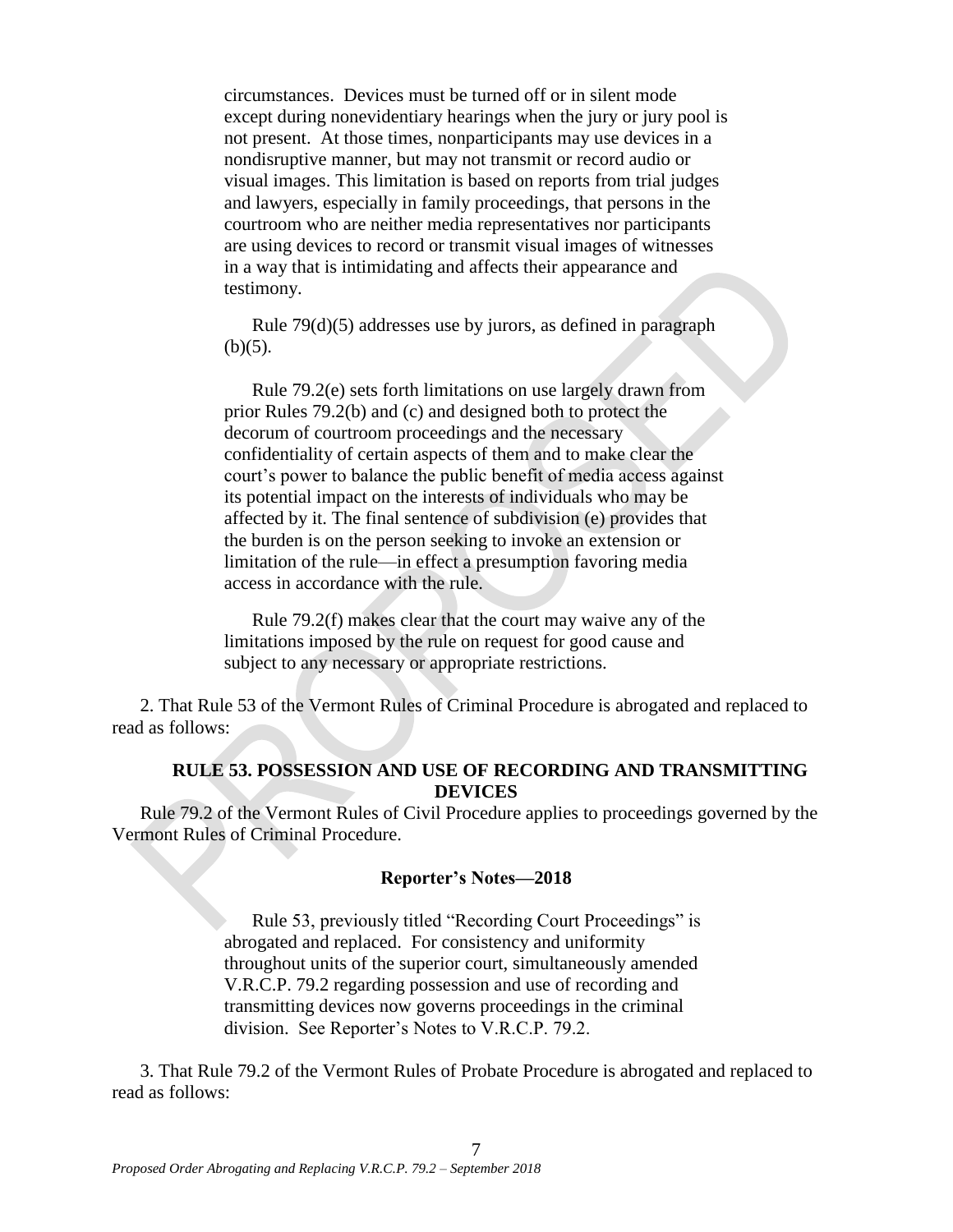circumstances. Devices must be turned off or in silent mode except during nonevidentiary hearings when the jury or jury pool is not present. At those times, nonparticipants may use devices in a nondisruptive manner, but may not transmit or record audio or visual images. This limitation is based on reports from trial judges and lawyers, especially in family proceedings, that persons in the courtroom who are neither media representatives nor participants are using devices to record or transmit visual images of witnesses in a way that is intimidating and affects their appearance and testimony.

Rule 79(d)(5) addresses use by jurors, as defined in paragraph (b)(5).

Rule 79.2(e) sets forth limitations on use largely drawn from prior Rules 79.2(b) and (c) and designed both to protect the decorum of courtroom proceedings and the necessary confidentiality of certain aspects of them and to make clear the court's power to balance the public benefit of media access against its potential impact on the interests of individuals who may be affected by it. The final sentence of subdivision (e) provides that the burden is on the person seeking to invoke an extension or limitation of the rule—in effect a presumption favoring media access in accordance with the rule.

Rule 79.2(f) makes clear that the court may waive any of the limitations imposed by the rule on request for good cause and subject to any necessary or appropriate restrictions.

2. That Rule 53 of the Vermont Rules of Criminal Procedure is abrogated and replaced to read as follows:

### RULE 53. POSSESSION AND USE OF RECORDING AND TRANSMITTING DEVICES

Rule 79.2 of the Vermont Rules of Civil Procedure applies to proceedings governed by the Vermont Rules of Criminal Procedure.

#### Reporter's Notes—2018

Rule 53, previously titled "Recording Court Proceedings" is abrogated and replaced. For consistency and uniformity throughout units of the superior court, simultaneously amended V.R.C.P. 79.2 regarding possession and use of recording and transmitting devices now governs proceedings in the criminal division. See Reporter's Notes to V.R.C.P. 79.2.

3. That Rule 79.2 of the Vermont Rules of Probate Procedure is abrogated and replaced to read as follows: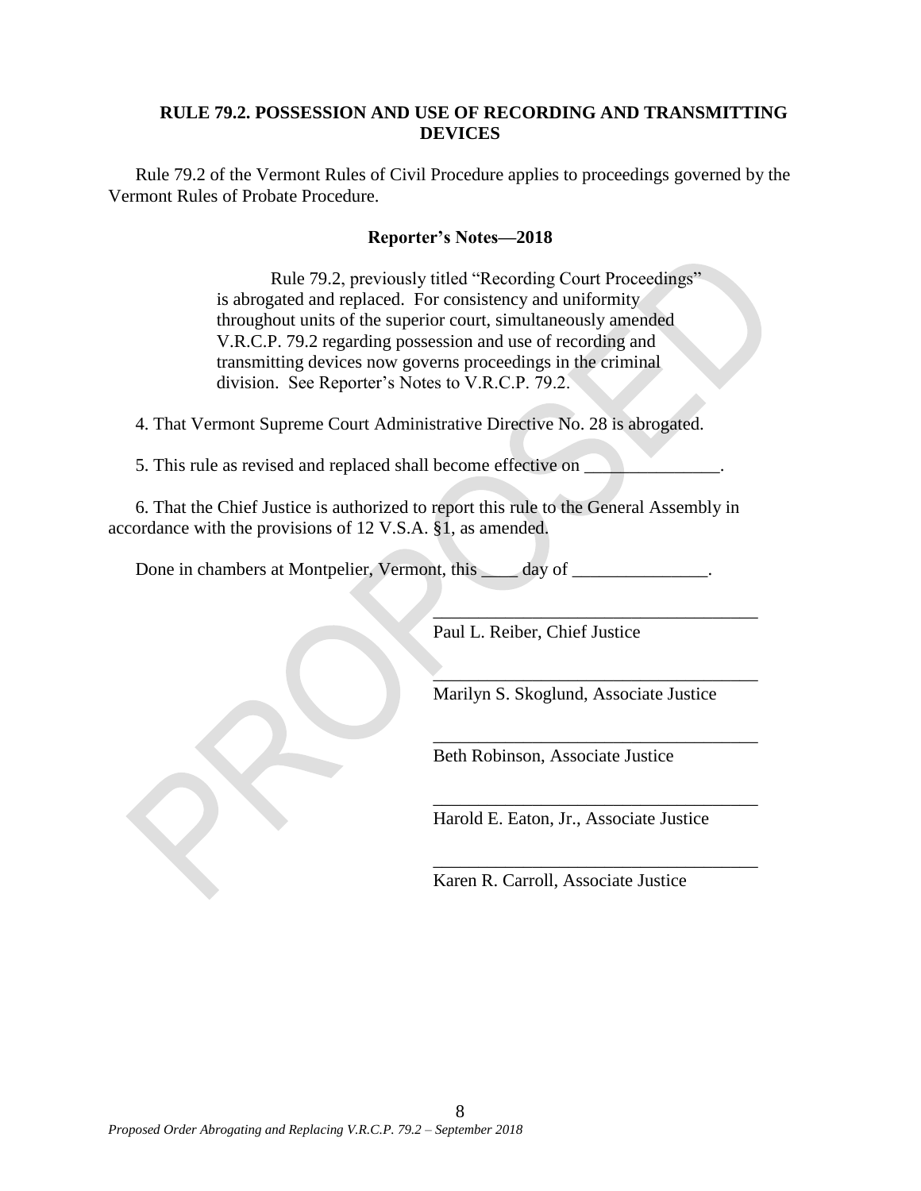## RULE 79.2. POSSESSION AND USE OF RECORDING AND TRANSMITTING DEVICES

Rule 79.2 of the Vermont Rules of Civil Procedure applies to proceedings governed by the Vermont Rules of Probate Procedure.

### Reporter's Notes—2018

> Rule 79.2, previously titled "Recording Court Proceedings" is abrogated and replaced. For consistency and uniformity throughout units of the superior court, simultaneously amended V.R.C.P. 79.2 regarding possession and use of recording and transmitting devices now governs proceedings in the criminal division. See Reporter's Notes to V.R.C.P. 79.2.

4. That Vermont Supreme Court Administrative Directive No. 28 is abrogated.

5. This rule as revised and replaced shall become effective on _______________.

6. That the Chief Justice is authorized to report this rule to the General Assembly in accordance with the provisions of 12 V.S.A. §1, as amended.

Done in chambers at Montpelier, Vermont, this ____ day of _______________.

____________________________________
Paul L. Reiber, Chief Justice

____________________________________
Marilyn S. Skoglund, Associate Justice

____________________________________
Beth Robinson, Associate Justice

____________________________________
Harold E. Eaton, Jr., Associate Justice

____________________________________
Karen R. Carroll, Associate Justice